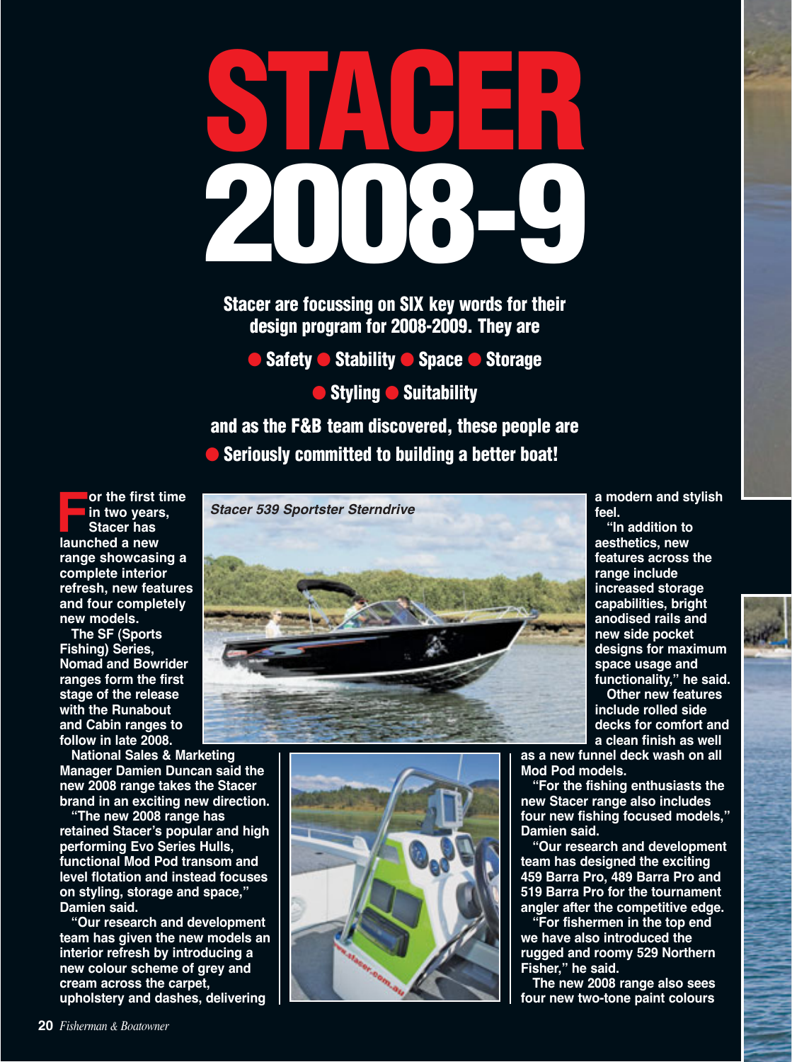# STACER 2008-9

**Stacer are focussing on SIX key words for their design program for 2008-2009. They are**

**● Safety ● Stability ● Space ● Storage**

**● Styling ● Suitability**

**and as the F&B team discovered, these people are**

**● Seriously committed to building a better boat!**

For the first time in two years, Stacer has launched a new range showcasing a complete interior refresh, new features and four completely new models.

The SF (Sports Fishing) Series, Nomad and Bowrider ranges form the first stage of the release with the Runabout and Cabin ranges to follow in late 2008.

*Stacer 539 Sportster Sterndrive*

National Sales & Marketing Manager Damien Duncan said the new 2008 range takes the Stacer brand in an exciting new direction.

"The new 2008 range has retained Stacer's popular and high performing Evo Series Hulls, functional Mod Pod transom and level flotation and instead focuses on styling, storage and space," Damien said.

"Our research and development team has given the new models an interior refresh by introducing a new colour scheme of grey and cream across the carpet, upholstery and dashes, delivering a modern and stylish feel.

"In addition to aesthetics, new features across the range include increased storage capabilities, bright anodised rails and new side pocket designs for maximum space usage and functionality," he said.

Other new features include rolled side decks for comfort and a clean finish as well as a new funnel deck wash on all Mod Pod models.

"For the fishing enthusiasts the new Stacer range also includes four new fishing focused models," Damien said.

"Our research and development team has designed the exciting 459 Barra Pro, 489 Barra Pro and 519 Barra Pro for the tournament angler after the competitive edge.

"For fishermen in the top end we have also introduced the rugged and roomy 529 Northern Fisher," he said.

The new 2008 range also sees four new two-tone paint colours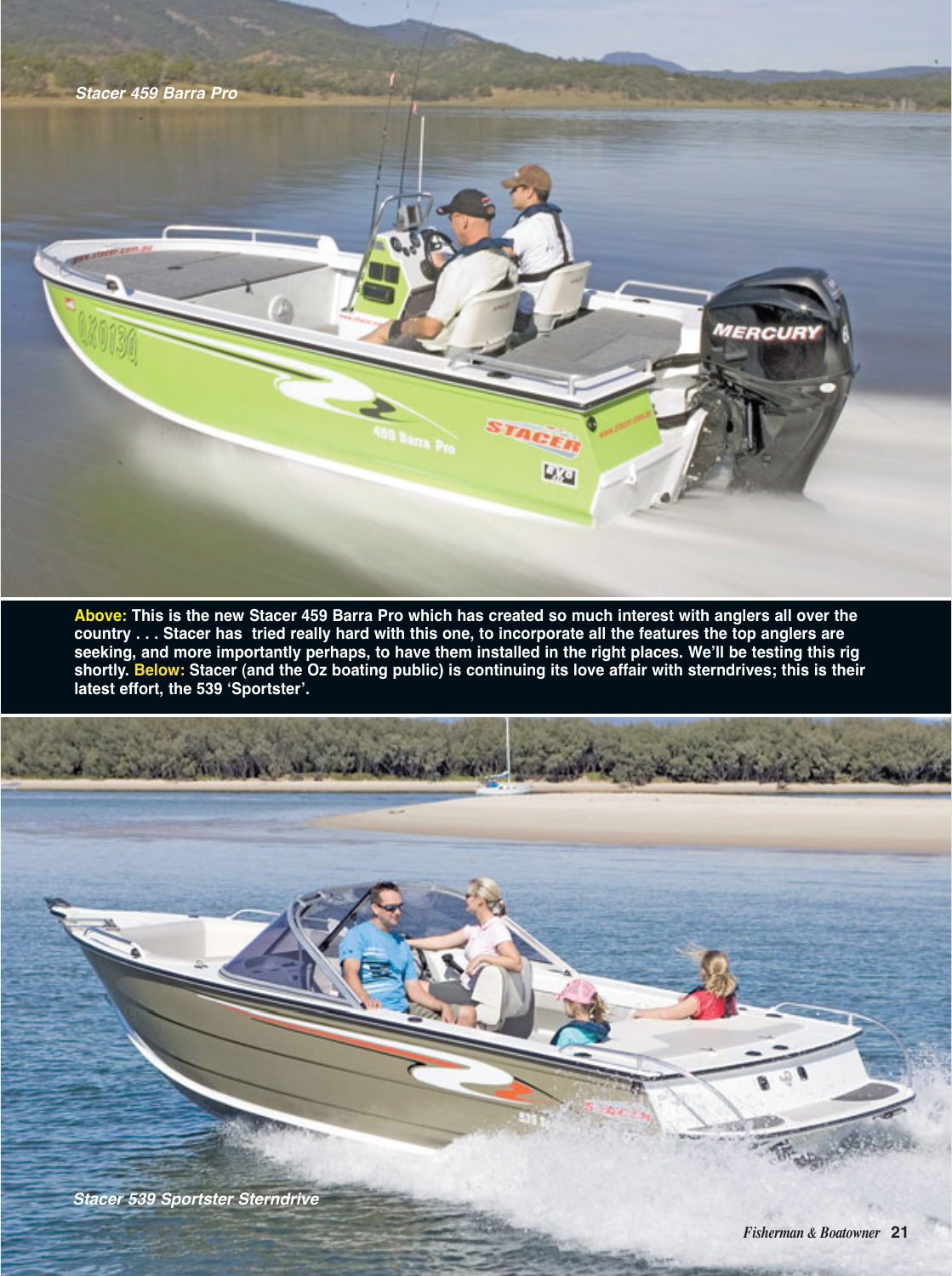*Stacer 459 Barra Pro*

**Above:** **This is the new Stacer 459 Barra Pro which has created so much interest with anglers all over the country . . . Stacer has tried really hard with this one, to incorporate all the features the top anglers are seeking, and more importantly perhaps, to have them installed in the right places. We'll be testing this rig shortly.** **Below:** **Stacer (and the Oz boating public) is continuing its love affair with sterndrives; this is their latest effort, the 539 'Sportster'.**

*Stacer 539 Sportster Sterndrive*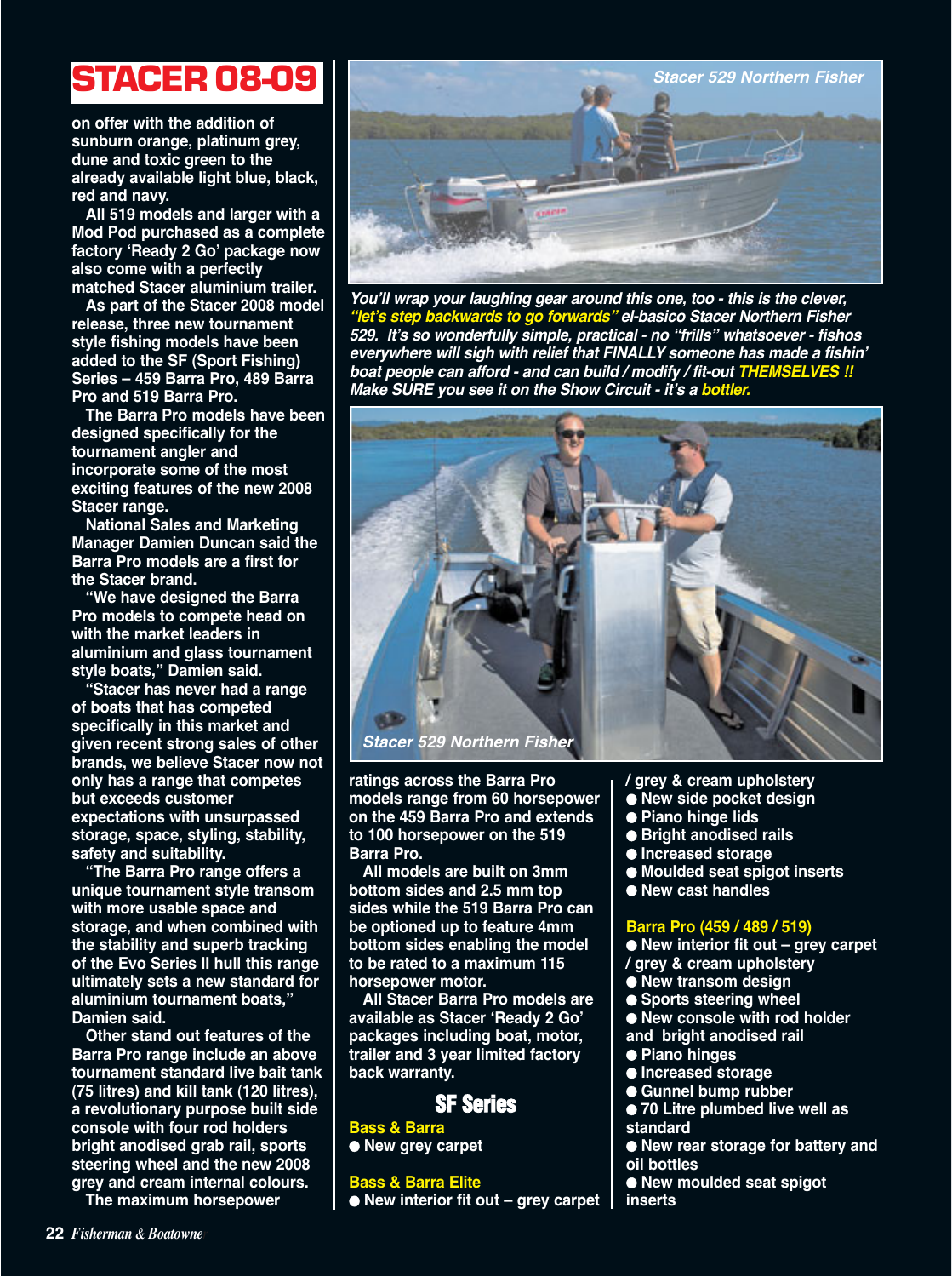# STACER 08-09

on offer with the addition of sunburn orange, platinum grey, dune and toxic green to the already available light blue, black, red and navy.

All 519 models and larger with a Mod Pod purchased as a complete factory 'Ready 2 Go' package now also come with a perfectly matched Stacer aluminium trailer.

As part of the Stacer 2008 model release, three new tournament style fishing models have been added to the SF (Sport Fishing) Series – 459 Barra Pro, 489 Barra Pro and 519 Barra Pro.

The Barra Pro models have been designed specifically for the tournament angler and incorporate some of the most exciting features of the new 2008 Stacer range.

National Sales and Marketing Manager Damien Duncan said the Barra Pro models are a first for the Stacer brand.

"We have designed the Barra Pro models to compete head on with the market leaders in aluminium and glass tournament style boats," Damien said.

"Stacer has never had a range of boats that has competed specifically in this market and given recent strong sales of other brands, we believe Stacer now not only has a range that competes but exceeds customer expectations with unsurpassed storage, space, styling, stability, safety and suitability.

"The Barra Pro range offers a unique tournament style transom with more usable space and storage, and when combined with the stability and superb tracking of the Evo Series II hull this range ultimately sets a new standard for aluminium tournament boats," Damien said.

Other stand out features of the Barra Pro range include an above tournament standard live bait tank (75 litres) and kill tank (120 litres), a revolutionary purpose built side console with four rod holders bright anodised grab rail, sports steering wheel and the new 2008 grey and cream internal colours.

The maximum horsepower ratings across the Barra Pro models range from 60 horsepower on the 459 Barra Pro and extends to 100 horsepower on the 519 Barra Pro.

All models are built on 3mm bottom sides and 2.5 mm top sides while the 519 Barra Pro can be optioned up to feature 4mm bottom sides enabling the model to be rated to a maximum 115 horsepower motor.

All Stacer Barra Pro models are available as Stacer 'Ready 2 Go' packages including boat, motor, trailer and 3 year limited factory back warranty.

Stacer 529 Northern Fisher

*You'll wrap your laughing gear around this one, too - this is the clever, "let's step backwards to go forwards" el-basico Stacer Northern Fisher 529. It's so wonderfully simple, practical - no "frills" whatsoever - fishos everywhere will sigh with relief that FINALLY someone has made a fishin' boat people can afford - and can build / modify / fit-out THEMSELVES !! Make SURE you see it on the Show Circuit - it's a bottler.*

Stacer 529 Northern Fisher

## SF Series

### Bass & Barra
- New grey carpet

### Bass & Barra Elite
- New interior fit out – grey carpet / grey & cream upholstery
- New side pocket design
- Piano hinge lids
- Bright anodised rails
- Increased storage
- Moulded seat spigot inserts
- New cast handles

### Barra Pro (459 / 489 / 519)
- New interior fit out – grey carpet / grey & cream upholstery
- New transom design
- Sports steering wheel
- New console with rod holder and bright anodised rail
- Piano hinges
- Increased storage
- Gunnel bump rubber
- 70 Litre plumbed live well as standard
- New rear storage for battery and oil bottles
- New moulded seat spigot inserts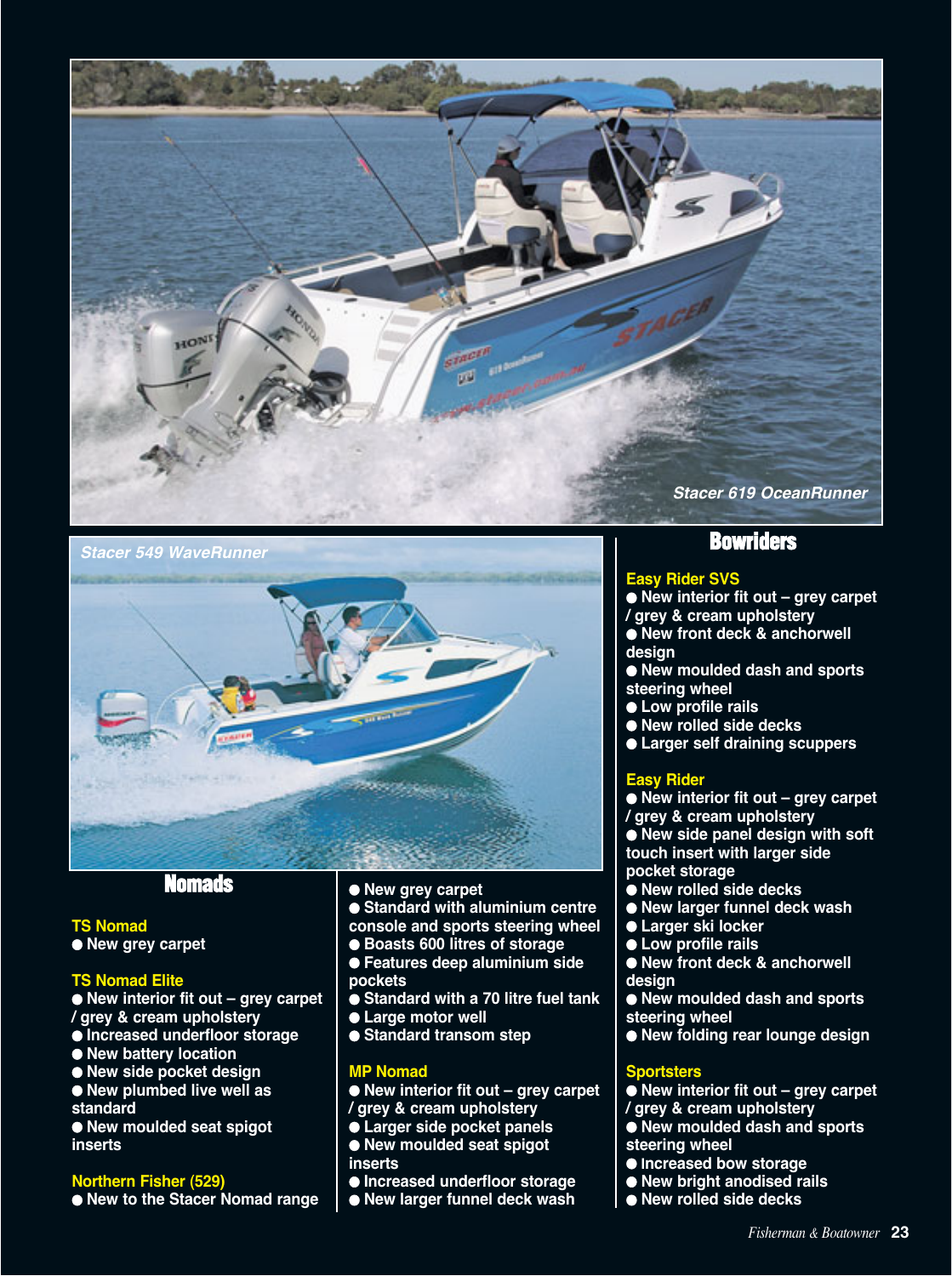Stacer 619 OceanRunner

Stacer 549 WaveRunner

## Nomads

### TS Nomad

- New grey carpet

### TS Nomad Elite

- New interior fit out – grey carpet / grey & cream upholstery
- Increased underfloor storage
- New battery location
- New side pocket design
- New plumbed live well as standard
- New moulded seat spigot inserts

### Northern Fisher (529)

- New to the Stacer Nomad range
- New grey carpet
- Standard with aluminium centre console and sports steering wheel
- Boasts 600 litres of storage
- Features deep aluminium side pockets
- Standard with a 70 litre fuel tank
- Large motor well
- Standard transom step

### MP Nomad

- New interior fit out – grey carpet / grey & cream upholstery
- Larger side pocket panels
- New moulded seat spigot inserts
- Increased underfloor storage
- New larger funnel deck wash

## Bowriders

### Easy Rider SVS

- New interior fit out – grey carpet / grey & cream upholstery
- New front deck & anchorwell design
- New moulded dash and sports steering wheel
- Low profile rails
- New rolled side decks
- Larger self draining scuppers

### Easy Rider

- New interior fit out – grey carpet / grey & cream upholstery
- New side panel design with soft touch insert with larger side pocket storage
- New rolled side decks
- New larger funnel deck wash
- Larger ski locker
- Low profile rails
- New front deck & anchorwell design
- New moulded dash and sports steering wheel
- New folding rear lounge design

### Sportsters

- New interior fit out – grey carpet / grey & cream upholstery
- New moulded dash and sports steering wheel
- Increased bow storage
- New bright anodised rails
- New rolled side decks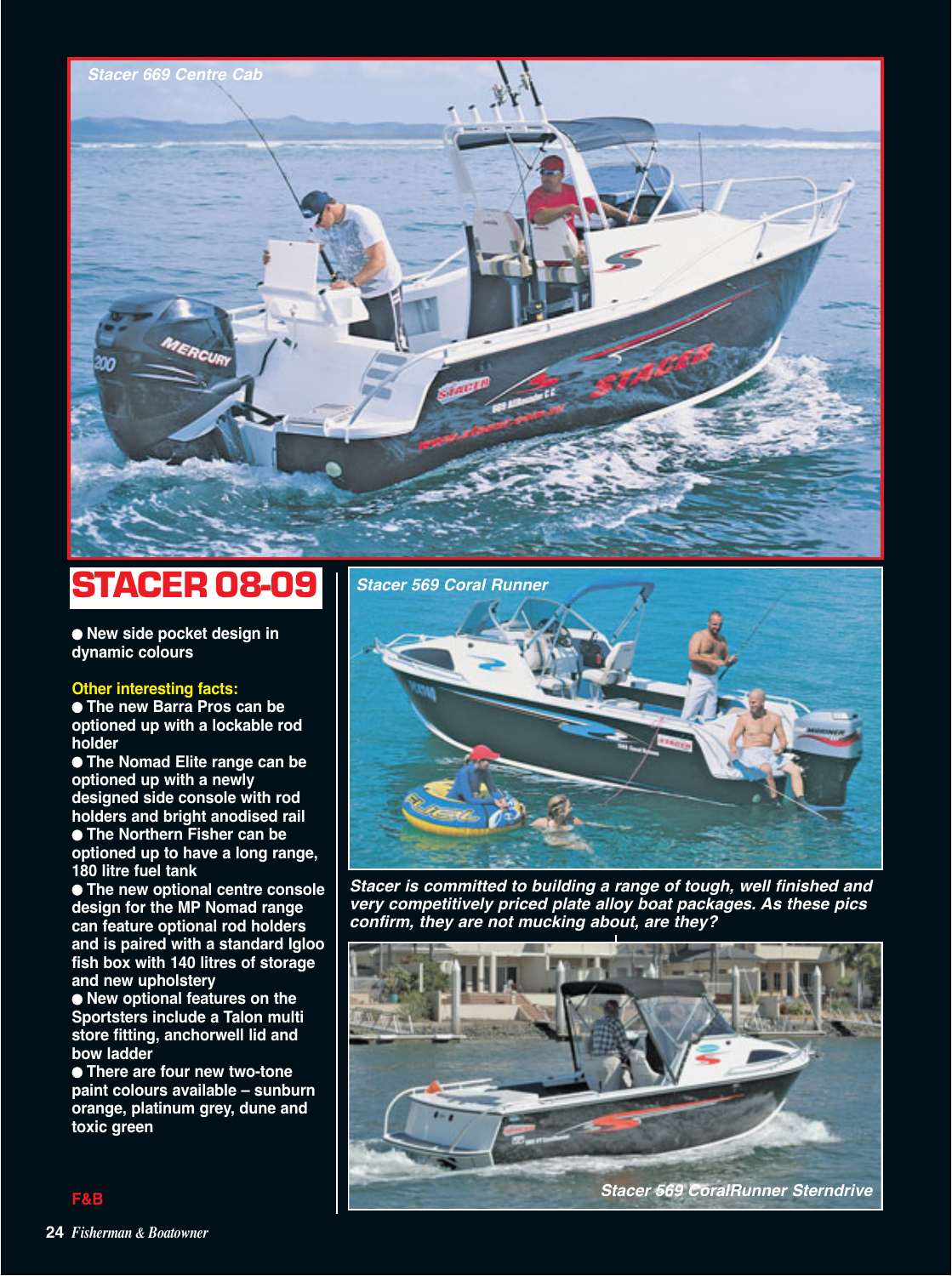Stacer 669 Centre Cab

# STACER 08-09

- New side pocket design in dynamic colours

**Other interesting facts:**

- The new Barra Pros can be optioned up with a lockable rod holder
- The Nomad Elite range can be optioned up with a newly designed side console with rod holders and bright anodised rail
- The Northern Fisher can be optioned up to have a long range, 180 litre fuel tank
- The new optional centre console design for the MP Nomad range can feature optional rod holders and is paired with a standard Igloo fish box with 140 litres of storage and new upholstery
- New optional features on the Sportsters include a Talon multi store fitting, anchorwell lid and bow ladder
- There are four new two-tone paint colours available – sunburn orange, platinum grey, dune and toxic green

F&B

Stacer 569 Coral Runner

*Stacer is committed to building a range of tough, well finished and very competitively priced plate alloy boat packages. As these pics confirm, they are not mucking about, are they?*

Stacer 569 CoralRunner Sterndrive